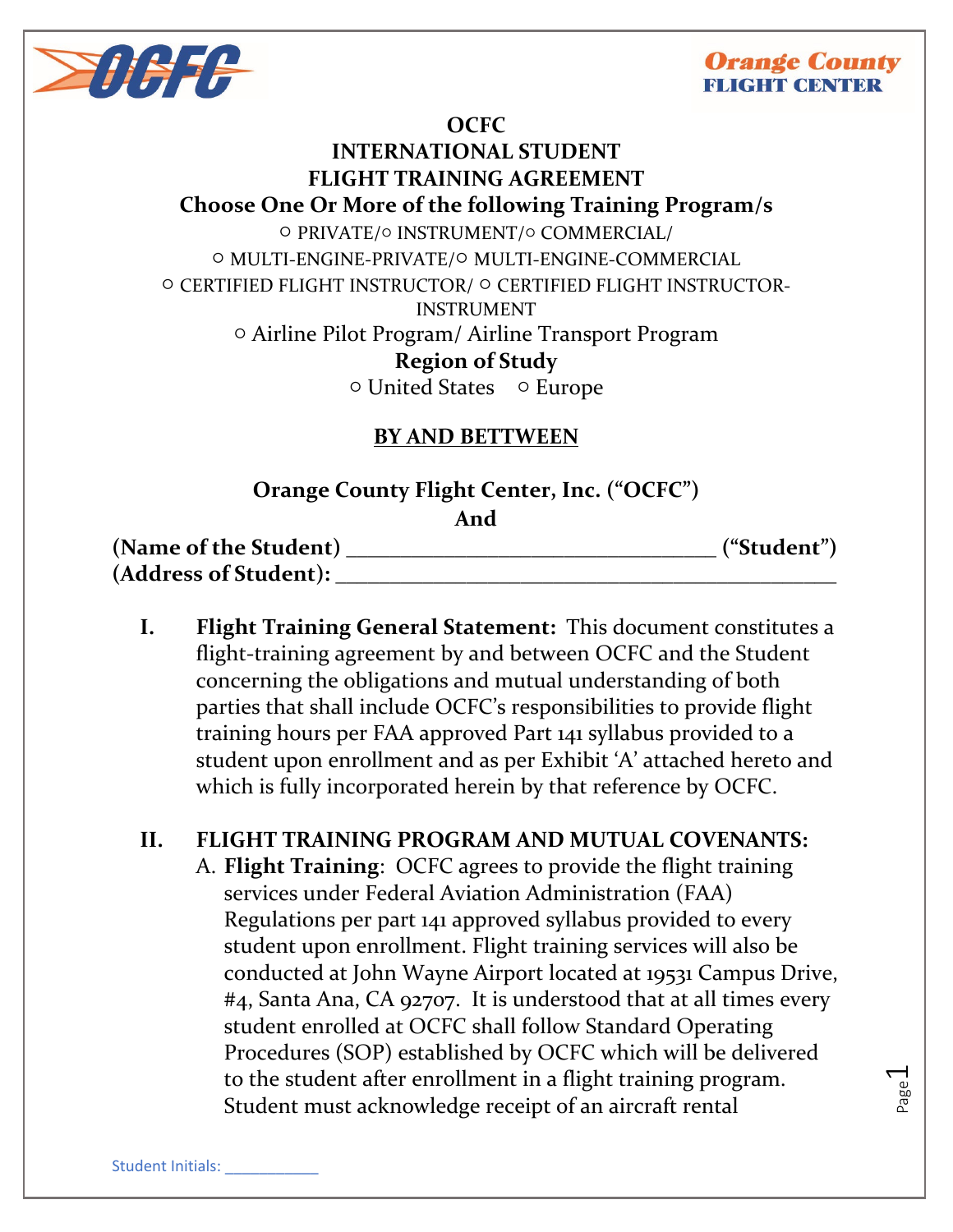Orange County FLIGHT CENTER

**OCFC**
**INTERNATIONAL STUDENT**
**FLIGHT TRAINING AGREEMENT**
**Choose One Or More of the following Training Program/s**

○ PRIVATE/○ INSTRUMENT/○ COMMERCIAL/
○ MULTI-ENGINE-PRIVATE/○ MULTI-ENGINE-COMMERCIAL
○ CERTIFIED FLIGHT INSTRUCTOR/ ○ CERTIFIED FLIGHT INSTRUCTOR-INSTRUMENT
○ Airline Pilot Program/ Airline Transport Program

**Region of Study**

○ United States ○ Europe

**BY AND BETTWEEN**

**Orange County Flight Center, Inc. ("OCFC")**
**And**
**(Name of the Student)** ________________________________ **("Student")**
**(Address of Student):** ____________________________________________

I. **Flight Training General Statement:** This document constitutes a flight-training agreement by and between OCFC and the Student concerning the obligations and mutual understanding of both parties that shall include OCFC's responsibilities to provide flight training hours per FAA approved Part 141 syllabus provided to a student upon enrollment and as per Exhibit 'A' attached hereto and which is fully incorporated herein by that reference by OCFC.

II. **FLIGHT TRAINING PROGRAM AND MUTUAL COVENANTS:**

A. **Flight Training**: OCFC agrees to provide the flight training services under Federal Aviation Administration (FAA) Regulations per part 141 approved syllabus provided to every student upon enrollment. Flight training services will also be conducted at John Wayne Airport located at 19531 Campus Drive, #4, Santa Ana, CA 92707. It is understood that at all times every student enrolled at OCFC shall follow Standard Operating Procedures (SOP) established by OCFC which will be delivered to the student after enrollment in a flight training program. Student must acknowledge receipt of an aircraft rental

Student Initials: ___________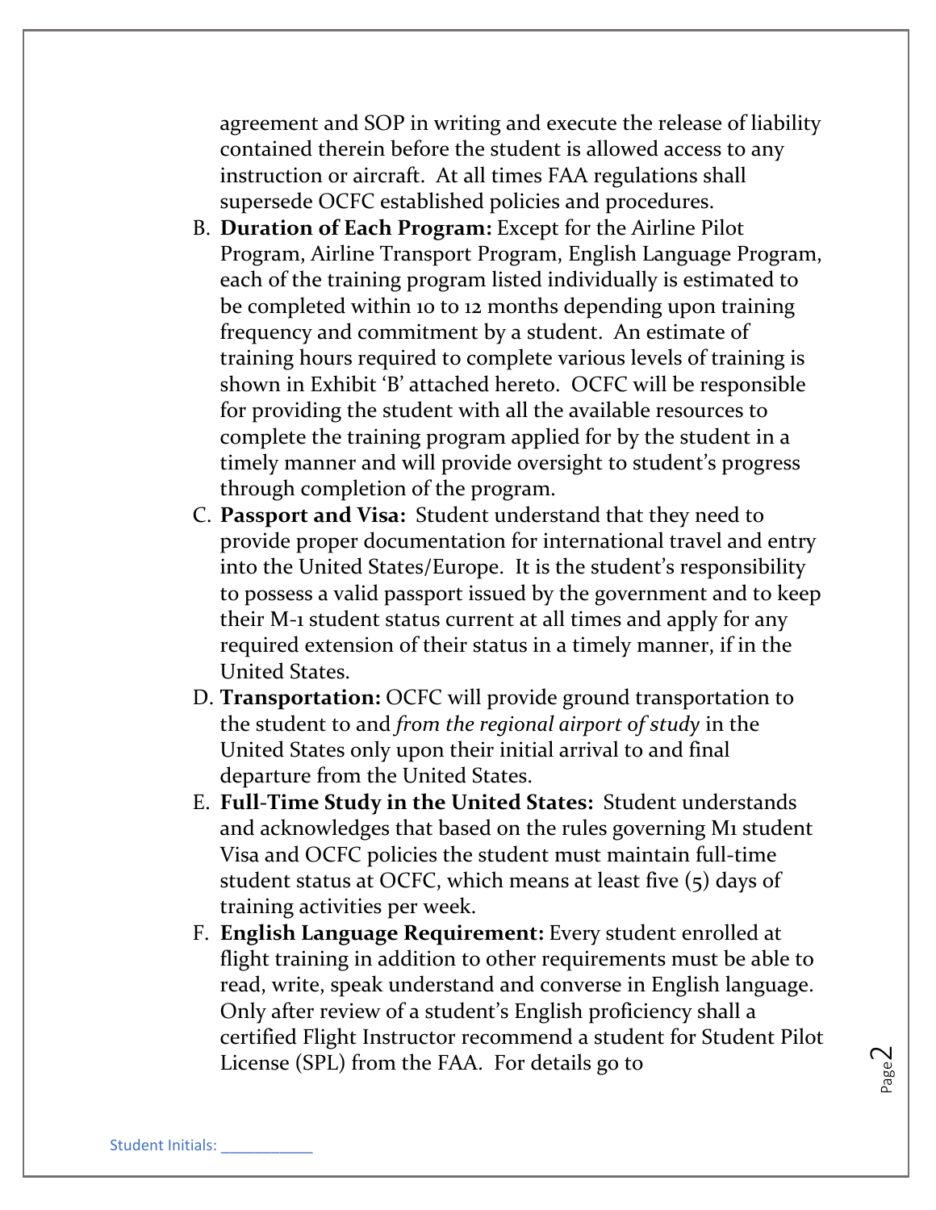agreement and SOP in writing and execute the release of liability contained therein before the student is allowed access to any instruction or aircraft. At all times FAA regulations shall supersede OCFC established policies and procedures.

B. **Duration of Each Program:** Except for the Airline Pilot Program, Airline Transport Program, English Language Program, each of the training program listed individually is estimated to be completed within 10 to 12 months depending upon training frequency and commitment by a student. An estimate of training hours required to complete various levels of training is shown in Exhibit 'B' attached hereto. OCFC will be responsible for providing the student with all the available resources to complete the training program applied for by the student in a timely manner and will provide oversight to student's progress through completion of the program.

C. **Passport and Visa:** Student understand that they need to provide proper documentation for international travel and entry into the United States/Europe. It is the student's responsibility to possess a valid passport issued by the government and to keep their M-1 student status current at all times and apply for any required extension of their status in a timely manner, if in the United States.

D. **Transportation:** OCFC will provide ground transportation to the student to and *from the regional airport of study* in the United States only upon their initial arrival to and final departure from the United States.

E. **Full-Time Study in the United States:** Student understands and acknowledges that based on the rules governing M1 student Visa and OCFC policies the student must maintain full-time student status at OCFC, which means at least five (5) days of training activities per week.

F. **English Language Requirement:** Every student enrolled at flight training in addition to other requirements must be able to read, write, speak understand and converse in English language. Only after review of a student's English proficiency shall a certified Flight Instructor recommend a student for Student Pilot License (SPL) from the FAA. For details go to

Student Initials: ___________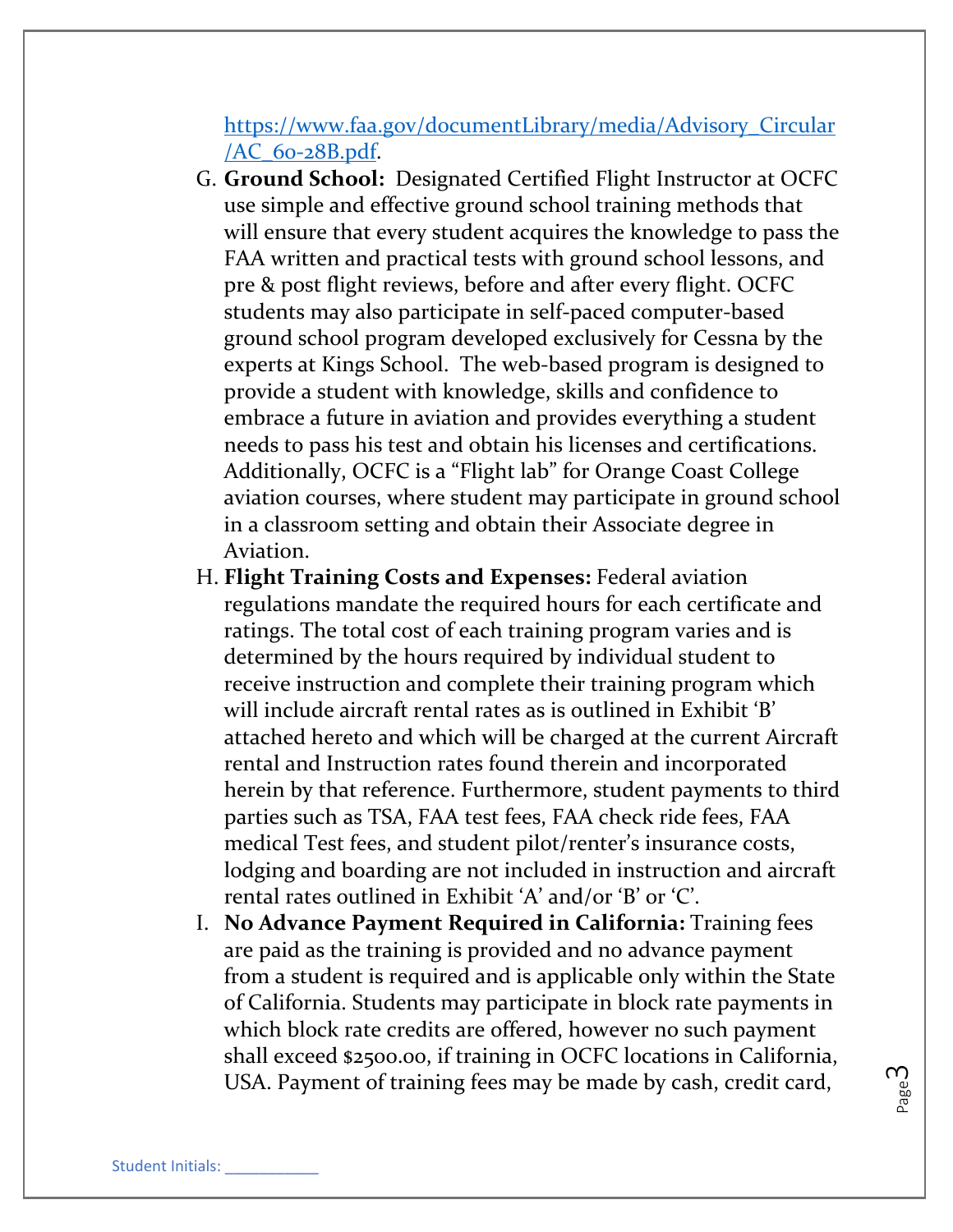https://www.faa.gov/documentLibrary/media/Advisory_Circular/AC_60-28B.pdf.

G. **Ground School:** Designated Certified Flight Instructor at OCFC use simple and effective ground school training methods that will ensure that every student acquires the knowledge to pass the FAA written and practical tests with ground school lessons, and pre & post flight reviews, before and after every flight. OCFC students may also participate in self-paced computer-based ground school program developed exclusively for Cessna by the experts at Kings School. The web-based program is designed to provide a student with knowledge, skills and confidence to embrace a future in aviation and provides everything a student needs to pass his test and obtain his licenses and certifications. Additionally, OCFC is a "Flight lab" for Orange Coast College aviation courses, where student may participate in ground school in a classroom setting and obtain their Associate degree in Aviation.

H. **Flight Training Costs and Expenses:** Federal aviation regulations mandate the required hours for each certificate and ratings. The total cost of each training program varies and is determined by the hours required by individual student to receive instruction and complete their training program which will include aircraft rental rates as is outlined in Exhibit 'B' attached hereto and which will be charged at the current Aircraft rental and Instruction rates found therein and incorporated herein by that reference. Furthermore, student payments to third parties such as TSA, FAA test fees, FAA check ride fees, FAA medical Test fees, and student pilot/renter's insurance costs, lodging and boarding are not included in instruction and aircraft rental rates outlined in Exhibit 'A' and/or 'B' or 'C'.

I. **No Advance Payment Required in California:** Training fees are paid as the training is provided and no advance payment from a student is required and is applicable only within the State of California. Students may participate in block rate payments in which block rate credits are offered, however no such payment shall exceed $2500.00, if training in OCFC locations in California, USA. Payment of training fees may be made by cash, credit card,

Student Initials: ___________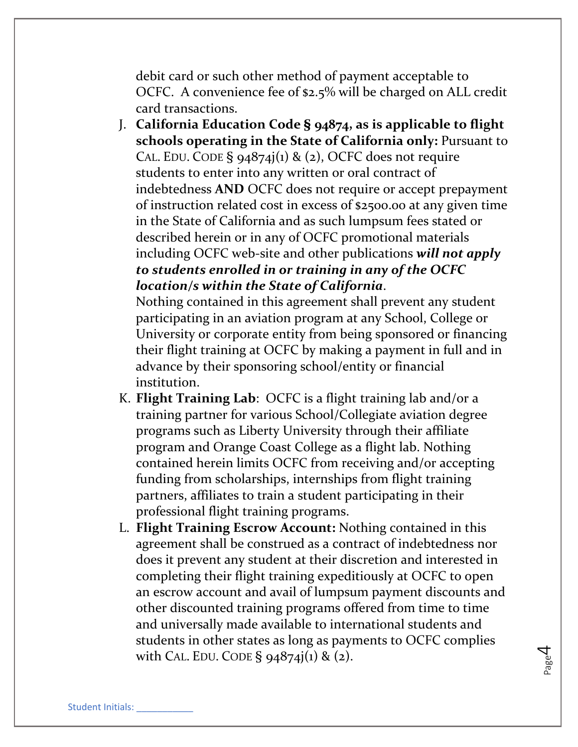debit card or such other method of payment acceptable to OCFC. A convenience fee of $2.5% will be charged on ALL credit card transactions.

J. **California Education Code § 94874, as is applicable to flight schools operating in the State of California only:** Pursuant to CAL. EDU. CODE § 94874j(1) & (2), OCFC does not require students to enter into any written or oral contract of indebtedness **AND** OCFC does not require or accept prepayment of instruction related cost in excess of $2500.00 at any given time in the State of California and as such lumpsum fees stated or described herein or in any of OCFC promotional materials including OCFC web-site and other publications ***will not apply to students enrolled in or training in any of the OCFC location/s within the State of California***.
   Nothing contained in this agreement shall prevent any student participating in an aviation program at any School, College or University or corporate entity from being sponsored or financing their flight training at OCFC by making a payment in full and in advance by their sponsoring school/entity or financial institution.
K. **Flight Training Lab**: OCFC is a flight training lab and/or a training partner for various School/Collegiate aviation degree programs such as Liberty University through their affiliate program and Orange Coast College as a flight lab. Nothing contained herein limits OCFC from receiving and/or accepting funding from scholarships, internships from flight training partners, affiliates to train a student participating in their professional flight training programs.
L. **Flight Training Escrow Account:** Nothing contained in this agreement shall be construed as a contract of indebtedness nor does it prevent any student at their discretion and interested in completing their flight training expeditiously at OCFC to open an escrow account and avail of lumpsum payment discounts and other discounted training programs offered from time to time and universally made available to international students and students in other states as long as payments to OCFC complies with CAL. EDU. CODE § 94874j(1) & (2).

Student Initials: ___________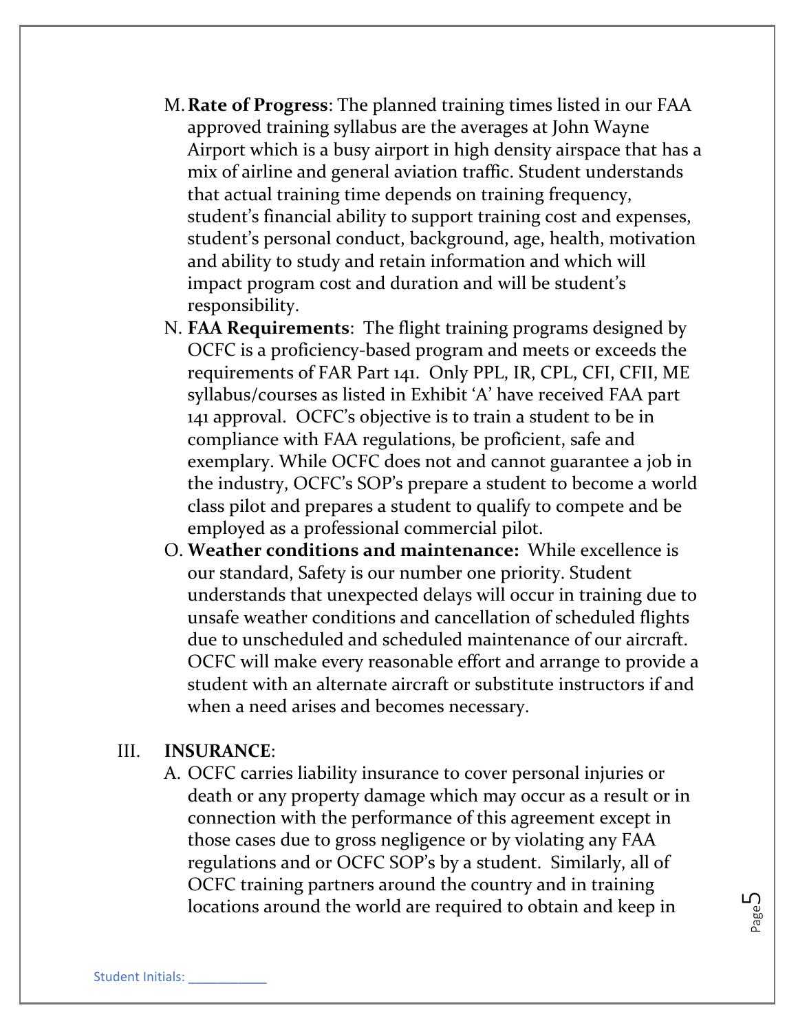M. **Rate of Progress**: The planned training times listed in our FAA approved training syllabus are the averages at John Wayne Airport which is a busy airport in high density airspace that has a mix of airline and general aviation traffic. Student understands that actual training time depends on training frequency, student's financial ability to support training cost and expenses, student's personal conduct, background, age, health, motivation and ability to study and retain information and which will impact program cost and duration and will be student's responsibility.

N. **FAA Requirements**: The flight training programs designed by OCFC is a proficiency-based program and meets or exceeds the requirements of FAR Part 141. Only PPL, IR, CPL, CFI, CFII, ME syllabus/courses as listed in Exhibit 'A' have received FAA part 141 approval. OCFC's objective is to train a student to be in compliance with FAA regulations, be proficient, safe and exemplary. While OCFC does not and cannot guarantee a job in the industry, OCFC's SOP's prepare a student to become a world class pilot and prepares a student to qualify to compete and be employed as a professional commercial pilot.

O. **Weather conditions and maintenance:** While excellence is our standard, Safety is our number one priority. Student understands that unexpected delays will occur in training due to unsafe weather conditions and cancellation of scheduled flights due to unscheduled and scheduled maintenance of our aircraft. OCFC will make every reasonable effort and arrange to provide a student with an alternate aircraft or substitute instructors if and when a need arises and becomes necessary.

## III. **INSURANCE**:

A. OCFC carries liability insurance to cover personal injuries or death or any property damage which may occur as a result or in connection with the performance of this agreement except in those cases due to gross negligence or by violating any FAA regulations and or OCFC SOP's by a student. Similarly, all of OCFC training partners around the country and in training locations around the world are required to obtain and keep in

Student Initials: ___________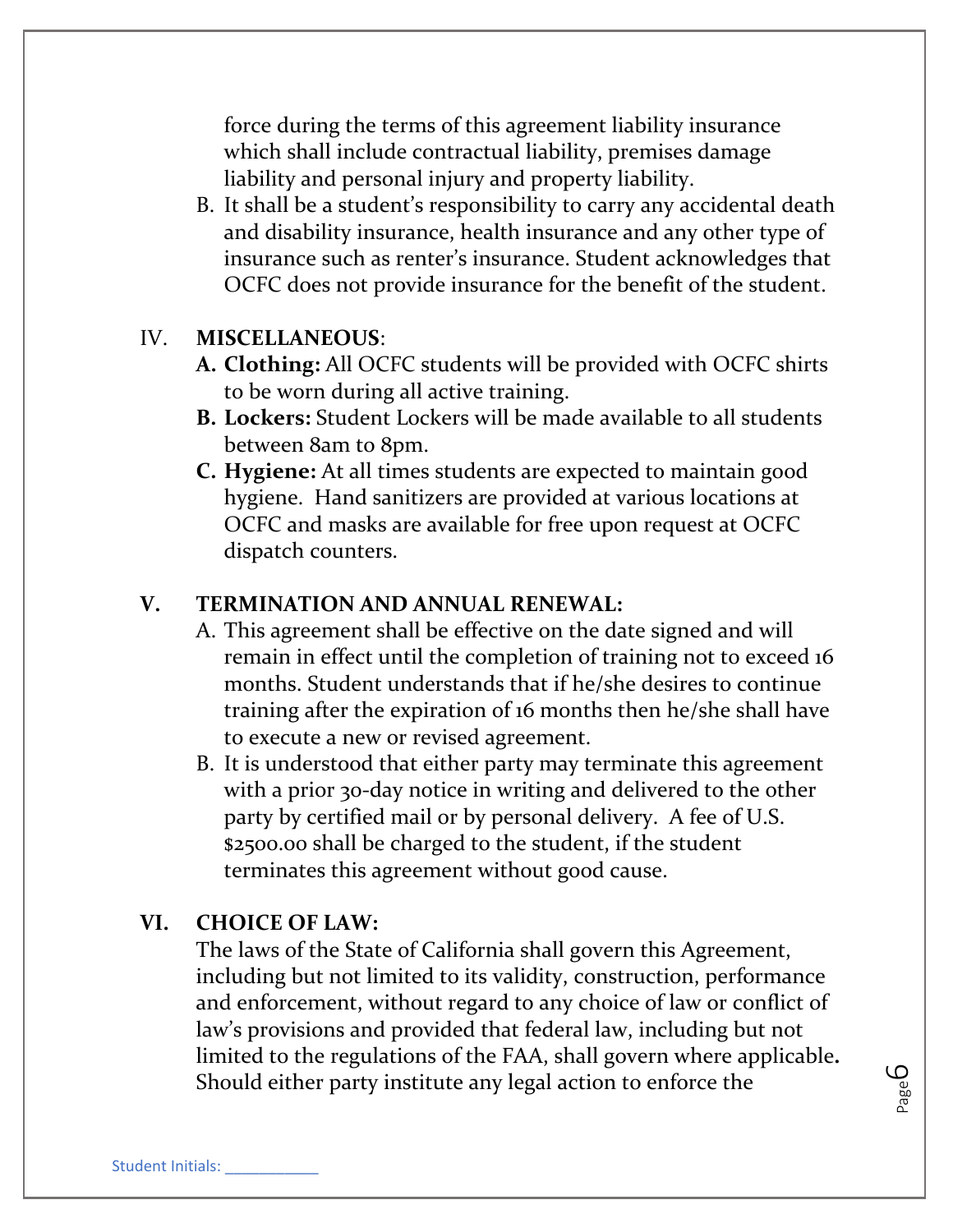force during the terms of this agreement liability insurance which shall include contractual liability, premises damage liability and personal injury and property liability.

B. It shall be a student's responsibility to carry any accidental death and disability insurance, health insurance and any other type of insurance such as renter's insurance. Student acknowledges that OCFC does not provide insurance for the benefit of the student.

IV. **MISCELLANEOUS**:

**A. Clothing:** All OCFC students will be provided with OCFC shirts to be worn during all active training.

**B. Lockers:** Student Lockers will be made available to all students between 8am to 8pm.

**C. Hygiene:** At all times students are expected to maintain good hygiene. Hand sanitizers are provided at various locations at OCFC and masks are available for free upon request at OCFC dispatch counters.

**V. TERMINATION AND ANNUAL RENEWAL:**

A. This agreement shall be effective on the date signed and will remain in effect until the completion of training not to exceed 16 months. Student understands that if he/she desires to continue training after the expiration of 16 months then he/she shall have to execute a new or revised agreement.

B. It is understood that either party may terminate this agreement with a prior 30-day notice in writing and delivered to the other party by certified mail or by personal delivery. A fee of U.S. $2500.00 shall be charged to the student, if the student terminates this agreement without good cause.

**VI. CHOICE OF LAW:**

The laws of the State of California shall govern this Agreement, including but not limited to its validity, construction, performance and enforcement, without regard to any choice of law or conflict of law's provisions and provided that federal law, including but not limited to the regulations of the FAA, shall govern where applicable**.** Should either party institute any legal action to enforce the

Student Initials: ___________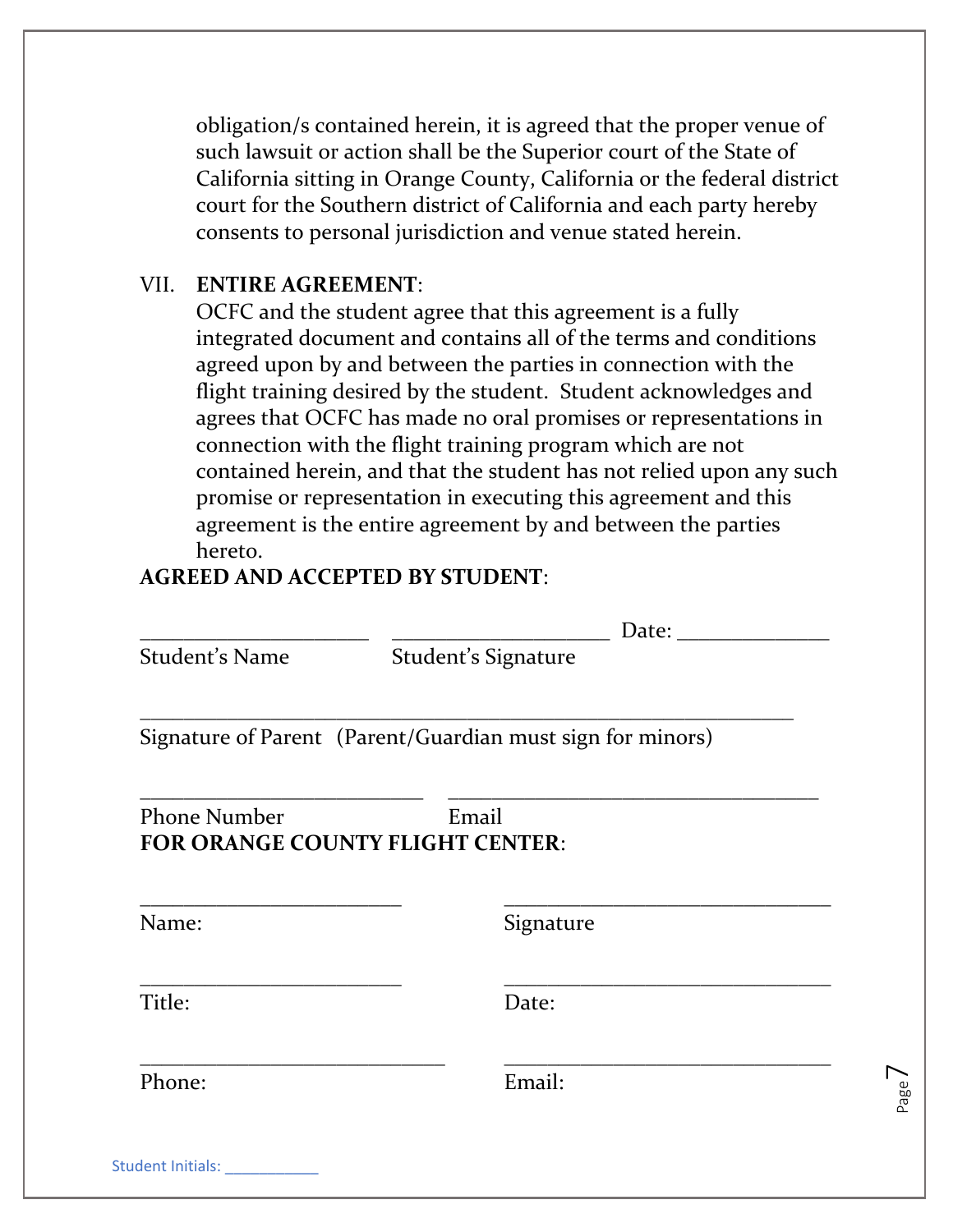obligation/s contained herein, it is agreed that the proper venue of such lawsuit or action shall be the Superior court of the State of California sitting in Orange County, California or the federal district court for the Southern district of California and each party hereby consents to personal jurisdiction and venue stated herein.

VII. **ENTIRE AGREEMENT**:
OCFC and the student agree that this agreement is a fully integrated document and contains all of the terms and conditions agreed upon by and between the parties in connection with the flight training desired by the student. Student acknowledges and agrees that OCFC has made no oral promises or representations in connection with the flight training program which are not contained herein, and that the student has not relied upon any such promise or representation in executing this agreement and this agreement is the entire agreement by and between the parties hereto.

**AGREED AND ACCEPTED BY STUDENT**:

_____________________ _____________________ Date: ______________
Student's Name Student's Signature

____________________________________________________________
Signature of Parent (Parent/Guardian must sign for minors)

__________________________ ___________________________________
Phone Number Email

**FOR ORANGE COUNTY FLIGHT CENTER**:

________________________ ______________________________
Name: Signature

________________________ ______________________________
Title: Date:

____________________________ ______________________________
Phone: Email:

Student Initials: ___________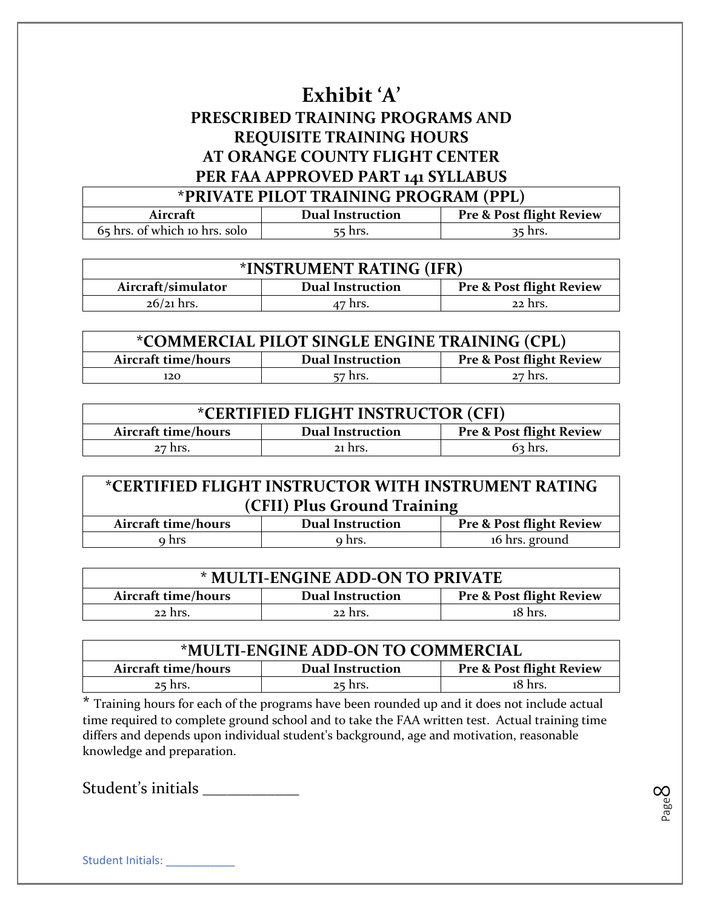# Exhibit 'A'

## PRESCRIBED TRAINING PROGRAMS AND REQUISITE TRAINING HOURS AT ORANGE COUNTY FLIGHT CENTER PER FAA APPROVED PART 141 SYLLABUS

| *PRIVATE PILOT TRAINING PROGRAM (PPL) | | |
|---|---|---|
| **Aircraft** | **Dual Instruction** | **Pre & Post flight Review** |
| 65 hrs. of which 10 hrs. solo | 55 hrs. | 35 hrs. |

| *INSTRUMENT RATING (IFR) | | |
|---|---|---|
| **Aircraft/simulator** | **Dual Instruction** | **Pre & Post flight Review** |
| 26/21 hrs. | 47 hrs. | 22 hrs. |

| *COMMERCIAL PILOT SINGLE ENGINE TRAINING (CPL) | | |
|---|---|---|
| **Aircraft time/hours** | **Dual Instruction** | **Pre & Post flight Review** |
| 120 | 57 hrs. | 27 hrs. |

| *CERTIFIED FLIGHT INSTRUCTOR (CFI) | | |
|---|---|---|
| **Aircraft time/hours** | **Dual Instruction** | **Pre & Post flight Review** |
| 27 hrs. | 21 hrs. | 63 hrs. |

| *CERTIFIED FLIGHT INSTRUCTOR WITH INSTRUMENT RATING (CFII) Plus Ground Training | | |
|---|---|---|
| **Aircraft time/hours** | **Dual Instruction** | **Pre & Post flight Review** |
| 9 hrs | 9 hrs. | 16 hrs. ground |

| * MULTI-ENGINE ADD-ON TO PRIVATE | | |
|---|---|---|
| **Aircraft time/hours** | **Dual Instruction** | **Pre & Post flight Review** |
| 22 hrs. | 22 hrs. | 18 hrs. |

| *MULTI-ENGINE ADD-ON TO COMMERCIAL | | |
|---|---|---|
| **Aircraft time/hours** | **Dual Instruction** | **Pre & Post flight Review** |
| 25 hrs. | 25 hrs. | 18 hrs. |

* Training hours for each of the programs have been rounded up and it does not include actual time required to complete ground school and to take the FAA written test. Actual training time differs and depends upon individual student's background, age and motivation, reasonable knowledge and preparation.

Student's initials ___________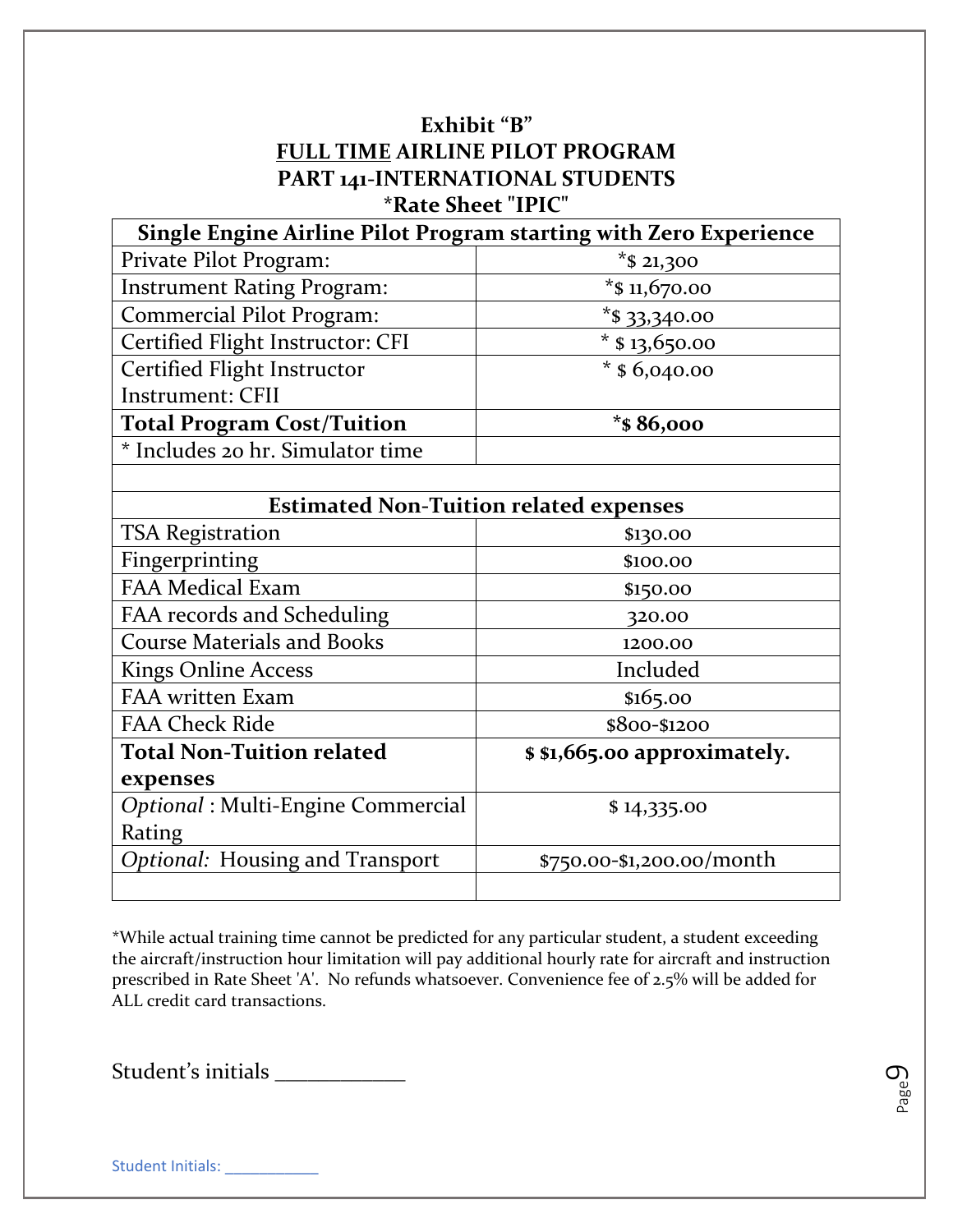**Exhibit "B"**

**FULL TIME AIRLINE PILOT PROGRAM**

**PART 141-INTERNATIONAL STUDENTS**

**\*Rate Sheet "IPIC"**

| **Single Engine Airline Pilot Program starting with Zero Experience** | |
|---|---|
| Private Pilot Program: | *$ 21,300 |
| Instrument Rating Program: | *$ 11,670.00 |
| Commercial Pilot Program: | *$ 33,340.00 |
| Certified Flight Instructor: CFI | * $ 13,650.00 |
| Certified Flight Instructor Instrument: CFII | * $ 6,040.00 |
| **Total Program Cost/Tuition** | ***$ 86,000** |
| * Includes 20 hr. Simulator time | |
| | |
| **Estimated Non-Tuition related expenses** | |
| TSA Registration | $130.00 |
| Fingerprinting | $100.00 |
| FAA Medical Exam | $150.00 |
| FAA records and Scheduling | 320.00 |
| Course Materials and Books | 1200.00 |
| Kings Online Access | Included |
| FAA written Exam | $165.00 |
| FAA Check Ride | $800-$1200 |
| **Total Non-Tuition related expenses** | **$ $1,665.00 approximately.** |
| *Optional* : Multi-Engine Commercial Rating | $ 14,335.00 |
| *Optional:* Housing and Transport | $750.00-$1,200.00/month |
| | |

*While actual training time cannot be predicted for any particular student, a student exceeding the aircraft/instruction hour limitation will pay additional hourly rate for aircraft and instruction prescribed in Rate Sheet 'A'. No refunds whatsoever. Convenience fee of 2.5% will be added for ALL credit card transactions.

Student's initials ___________

Student Initials: ___________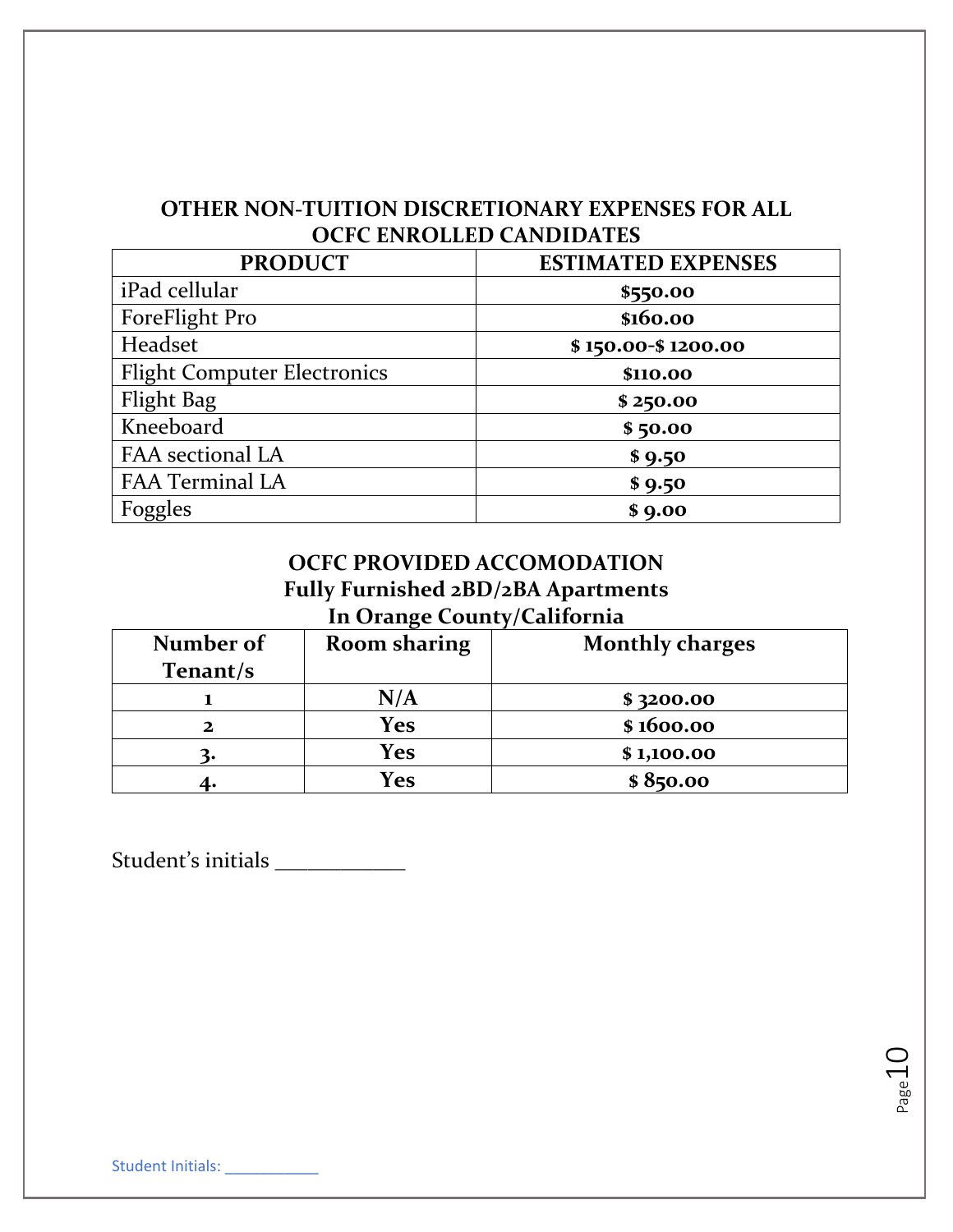## OTHER NON-TUITION DISCRETIONARY EXPENSES FOR ALL OCFC ENROLLED CANDIDATES

| PRODUCT | ESTIMATED EXPENSES |
|---|---|
| iPad cellular | **$550.00** |
| ForeFlight Pro | **$160.00** |
| Headset | **$ 150.00-$ 1200.00** |
| Flight Computer Electronics | **$110.00** |
| Flight Bag | **$ 250.00** |
| Kneeboard | **$ 50.00** |
| FAA sectional LA | **$ 9.50** |
| FAA Terminal LA | **$ 9.50** |
| Foggles | **$ 9.00** |

## OCFC PROVIDED ACCOMODATION
### Fully Furnished 2BD/2BA Apartments
### In Orange County/California

| Number of Tenant/s | Room sharing | Monthly charges |
|---|---|---|
| 1 | N/A | $ 3200.00 |
| 2 | Yes | $ 1600.00 |
| 3. | Yes | $ 1,100.00 |
| 4. | Yes | $ 850.00 |

Student's initials ___________

Student Initials: ___________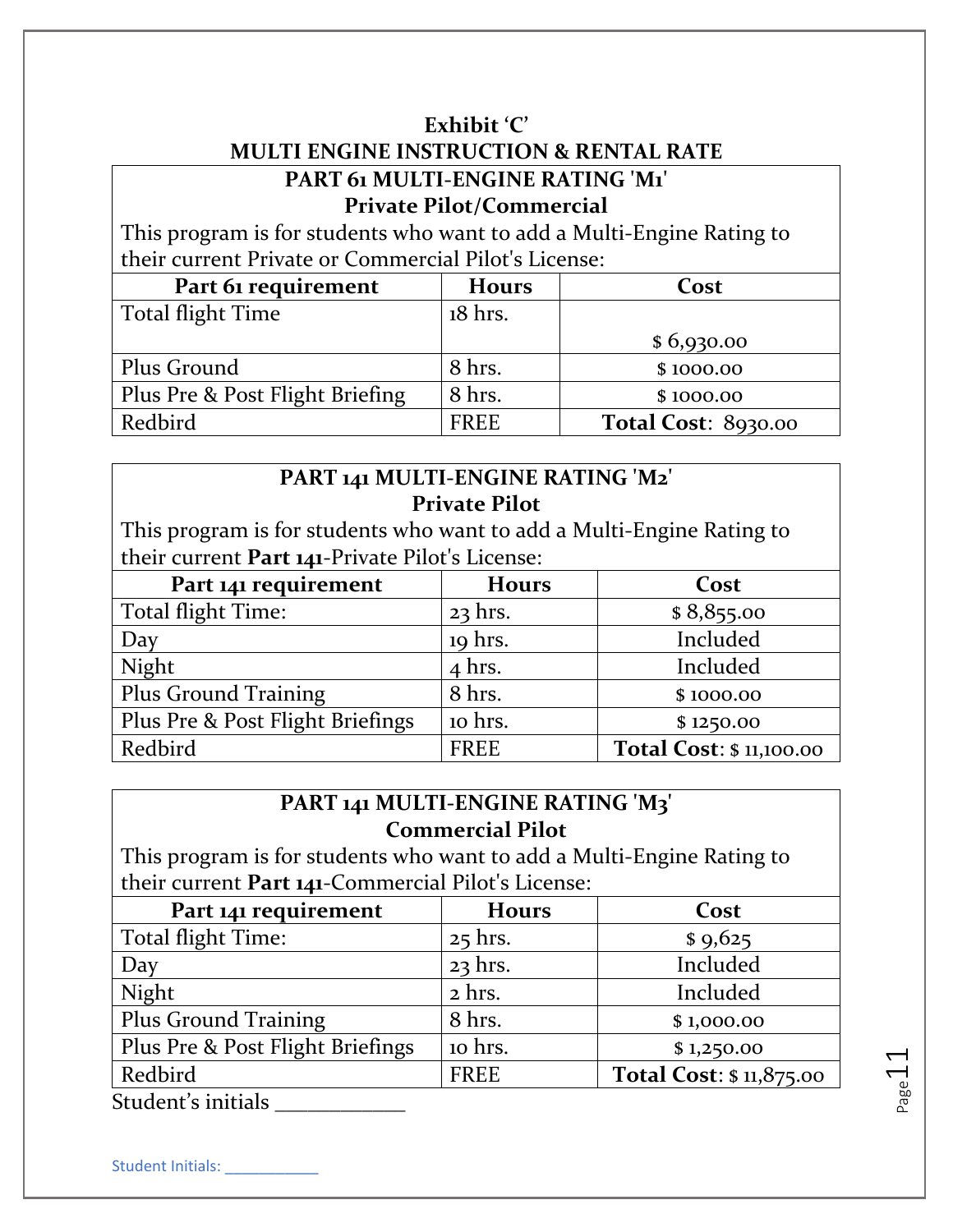**Exhibit 'C'**
**MULTI ENGINE INSTRUCTION & RENTAL RATE**

**PART 61 MULTI-ENGINE RATING 'M1'**
**Private Pilot/Commercial**

This program is for students who want to add a Multi-Engine Rating to their current Private or Commercial Pilot's License:

| Part 61 requirement | Hours | Cost |
|---|---|---|
| Total flight Time | 18 hrs. | $ 6,930.00 |
| Plus Ground | 8 hrs. | $ 1000.00 |
| Plus Pre & Post Flight Briefing | 8 hrs. | $ 1000.00 |
| Redbird | FREE | **Total Cost**: 8930.00 |

**PART 141 MULTI-ENGINE RATING 'M2'**
**Private Pilot**

This program is for students who want to add a Multi-Engine Rating to their current **Part 141**-Private Pilot's License:

| Part 141 requirement | Hours | Cost |
|---|---|---|
| Total flight Time: | 23 hrs. | $ 8,855.00 |
| Day | 19 hrs. | Included |
| Night | 4 hrs. | Included |
| Plus Ground Training | 8 hrs. | $ 1000.00 |
| Plus Pre & Post Flight Briefings | 10 hrs. | $ 1250.00 |
| Redbird | FREE | **Total Cost**: $ 11,100.00 |

**PART 141 MULTI-ENGINE RATING 'M3'**
**Commercial Pilot**

This program is for students who want to add a Multi-Engine Rating to their current **Part 141**-Commercial Pilot's License:

| Part 141 requirement | Hours | Cost |
|---|---|---|
| Total flight Time: | 25 hrs. | $ 9,625 |
| Day | 23 hrs. | Included |
| Night | 2 hrs. | Included |
| Plus Ground Training | 8 hrs. | $ 1,000.00 |
| Plus Pre & Post Flight Briefings | 10 hrs. | $ 1,250.00 |
| Redbird | FREE | **Total Cost**: $ 11,875.00 |

Student's initials ____________

Student Initials: ___________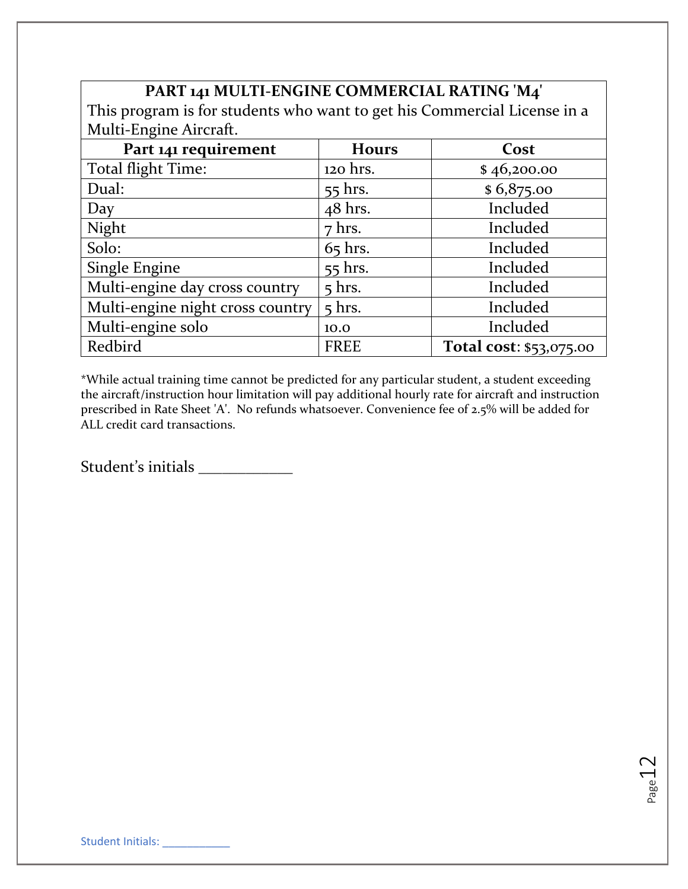| PART 141 MULTI-ENGINE COMMERCIAL RATING 'M4' This program is for students who want to get his Commercial License in a Multi-Engine Aircraft. | | |
|---|---|---|
| **Part 141 requirement** | **Hours** | **Cost** |
| Total flight Time: | 120 hrs. | $ 46,200.00 |
| Dual: | 55 hrs. | $ 6,875.00 |
| Day | 48 hrs. | Included |
| Night | 7 hrs. | Included |
| Solo: | 65 hrs. | Included |
| Single Engine | 55 hrs. | Included |
| Multi-engine day cross country | 5 hrs. | Included |
| Multi-engine night cross country | 5 hrs. | Included |
| Multi-engine solo | 10.0 | Included |
| Redbird | FREE | **Total cost**: $53,075.00 |

*While actual training time cannot be predicted for any particular student, a student exceeding the aircraft/instruction hour limitation will pay additional hourly rate for aircraft and instruction prescribed in Rate Sheet 'A'. No refunds whatsoever. Convenience fee of 2.5% will be added for ALL credit card transactions.

Student's initials ___________